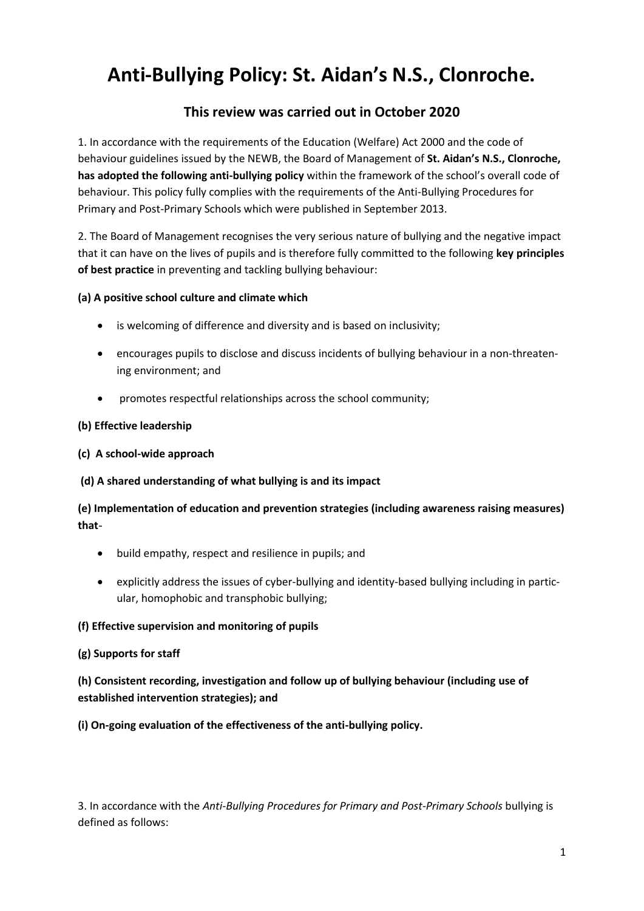# Anti-Bullying Policy: St. Aidan's N.S., Clonroche.

## This review was carried out in October 2020

1. In accordance with the requirements of the Education (Welfare) Act 2000 and the code of behaviour guidelines issued by the NEWB, the Board of Management of **St. Aidan's N.S., Clonroche, has adopted the following anti-bullying policy** within the framework of the school's overall code of behaviour. This policy fully complies with the requirements of the Anti-Bullying Procedures for Primary and Post-Primary Schools which were published in September 2013.

2. The Board of Management recognises the very serious nature of bullying and the negative impact that it can have on the lives of pupils and is therefore fully committed to the following **key principles of best practice** in preventing and tackling bullying behaviour:

**(a) A positive school culture and climate which**

- is welcoming of difference and diversity and is based on inclusivity;
- encourages pupils to disclose and discuss incidents of bullying behaviour in a non-threatening environment; and
- promotes respectful relationships across the school community;

**(b) Effective leadership**

**(c) A school-wide approach**

**(d) A shared understanding of what bullying is and its impact**

**(e) Implementation of education and prevention strategies (including awareness raising measures) that**-

- build empathy, respect and resilience in pupils; and
- explicitly address the issues of cyber-bullying and identity-based bullying including in particular, homophobic and transphobic bullying;

**(f) Effective supervision and monitoring of pupils**

**(g) Supports for staff**

**(h) Consistent recording, investigation and follow up of bullying behaviour (including use of established intervention strategies); and**

**(i) On-going evaluation of the effectiveness of the anti-bullying policy.**

3. In accordance with the *Anti-Bullying Procedures for Primary and Post-Primary Schools* bullying is defined as follows: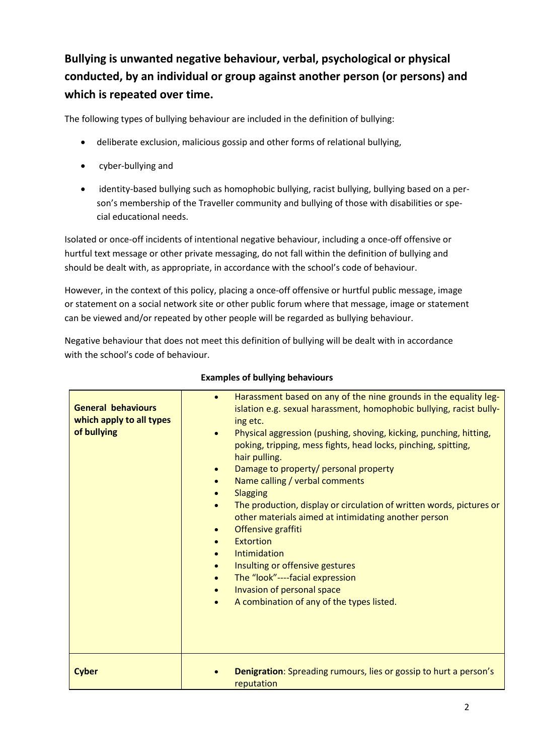**Bullying is unwanted negative behaviour, verbal, psychological or physical conducted, by an individual or group against another person (or persons) and which is repeated over time.**

The following types of bullying behaviour are included in the definition of bullying:

- deliberate exclusion, malicious gossip and other forms of relational bullying,
- cyber-bullying and
- identity-based bullying such as homophobic bullying, racist bullying, bullying based on a person's membership of the Traveller community and bullying of those with disabilities or special educational needs.

Isolated or once-off incidents of intentional negative behaviour, including a once-off offensive or hurtful text message or other private messaging, do not fall within the definition of bullying and should be dealt with, as appropriate, in accordance with the school's code of behaviour.

However, in the context of this policy, placing a once-off offensive or hurtful public message, image or statement on a social network site or other public forum where that message, image or statement can be viewed and/or repeated by other people will be regarded as bullying behaviour.

Negative behaviour that does not meet this definition of bullying will be dealt with in accordance with the school's code of behaviour.

**Examples of bullying behaviours**

| | |
|---|---|
| **General behaviours which apply to all types of bullying** | • Harassment based on any of the nine grounds in the equality legislation e.g. sexual harassment, homophobic bullying, racist bullying etc.<br>• Physical aggression (pushing, shoving, kicking, punching, hitting, poking, tripping, mess fights, head locks, pinching, spitting, hair pulling.<br>• Damage to property/ personal property<br>• Name calling / verbal comments<br>• Slagging<br>• The production, display or circulation of written words, pictures or other materials aimed at intimidating another person<br>• Offensive graffiti<br>• Extortion<br>• Intimidation<br>• Insulting or offensive gestures<br>• The "look"----facial expression<br>• Invasion of personal space<br>• A combination of any of the types listed. |
| **Cyber** | • **Denigration**: Spreading rumours, lies or gossip to hurt a person's reputation |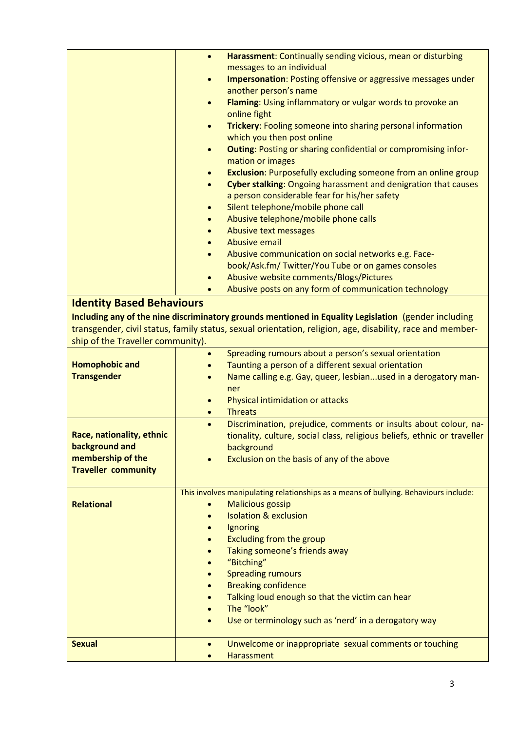| | |
|---|---|
| | • **Harassment**: Continually sending vicious, mean or disturbing messages to an individual<br>• **Impersonation**: Posting offensive or aggressive messages under another person's name<br>• **Flaming**: Using inflammatory or vulgar words to provoke an online fight<br>• **Trickery**: Fooling someone into sharing personal information which you then post online<br>• **Outing**: Posting or sharing confidential or compromising information or images<br>• **Exclusion**: Purposefully excluding someone from an online group<br>• **Cyber stalking**: Ongoing harassment and denigration that causes a person considerable fear for his/her safety<br>• Silent telephone/mobile phone call<br>• Abusive telephone/mobile phone calls<br>• Abusive text messages<br>• Abusive email<br>• Abusive communication on social networks e.g. Facebook/Ask.fm/ Twitter/You Tube or on games consoles<br>• Abusive website comments/Blogs/Pictures<br>• Abusive posts on any form of communication technology |

## Identity Based Behaviours

**Including any of the nine discriminatory grounds mentioned in Equality Legislation** (gender including transgender, civil status, family status, sexual orientation, religion, age, disability, race and membership of the Traveller community).

| | |
|---|---|
| **Homophobic and Transgender** | • Spreading rumours about a person's sexual orientation<br>• Taunting a person of a different sexual orientation<br>• Name calling e.g. Gay, queer, lesbian...used in a derogatory manner<br>• Physical intimidation or attacks<br>• Threats |
| **Race, nationality, ethnic background and membership of the Traveller community** | • Discrimination, prejudice, comments or insults about colour, nationality, culture, social class, religious beliefs, ethnic or traveller background<br>• Exclusion on the basis of any of the above |
| **Relational** | This involves manipulating relationships as a means of bullying. Behaviours include:<br>• Malicious gossip<br>• Isolation & exclusion<br>• Ignoring<br>• Excluding from the group<br>• Taking someone's friends away<br>• "Bitching"<br>• Spreading rumours<br>• Breaking confidence<br>• Talking loud enough so that the victim can hear<br>• The "look"<br>• Use or terminology such as 'nerd' in a derogatory way |
| **Sexual** | • Unwelcome or inappropriate sexual comments or touching<br>• Harassment |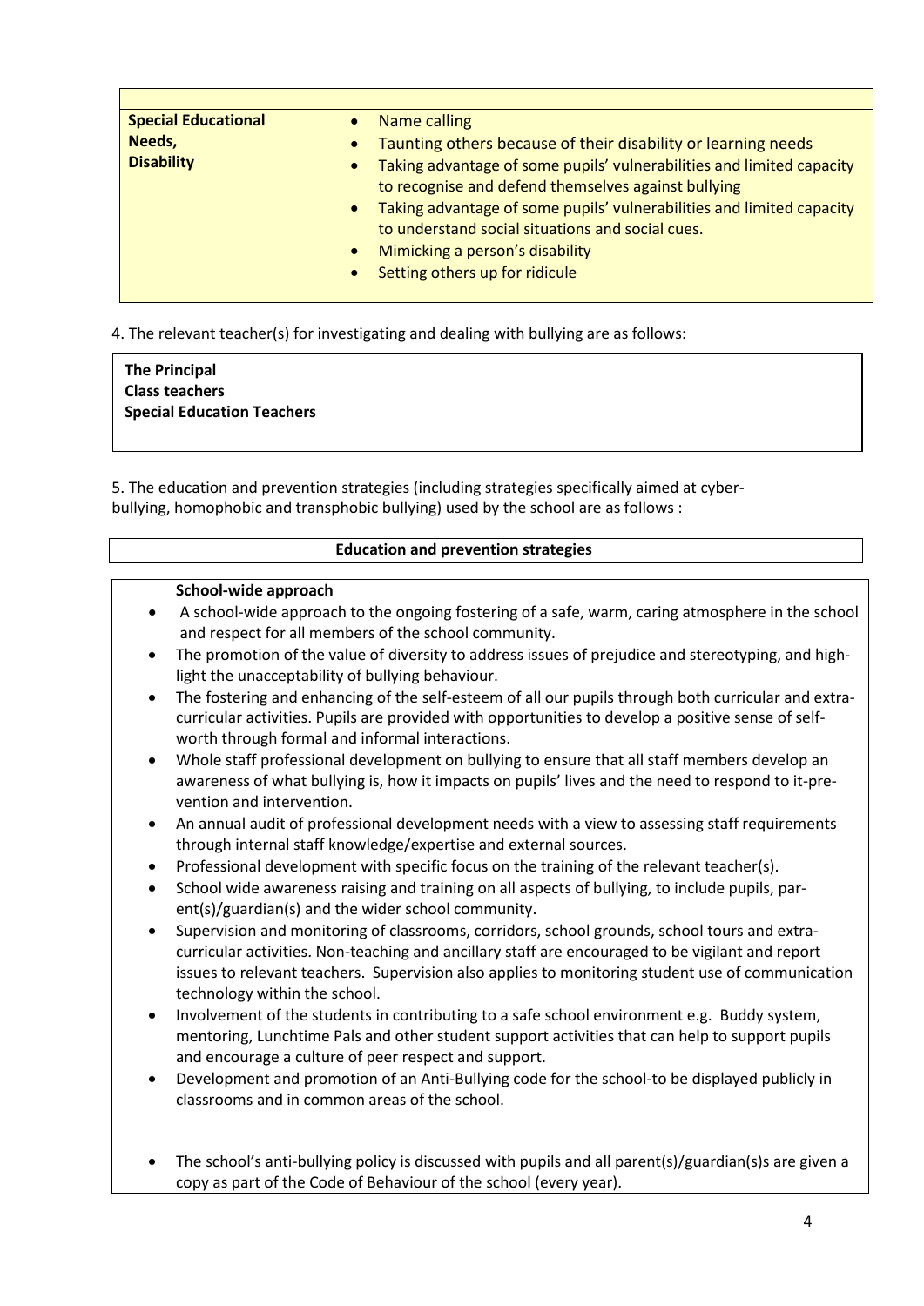| | |
|---|---|
| **Special Educational Needs, Disability** | • Name calling<br>• Taunting others because of their disability or learning needs<br>• Taking advantage of some pupils' vulnerabilities and limited capacity to recognise and defend themselves against bullying<br>• Taking advantage of some pupils' vulnerabilities and limited capacity to understand social situations and social cues.<br>• Mimicking a person's disability<br>• Setting others up for ridicule |

4. The relevant teacher(s) for investigating and dealing with bullying are as follows:

**The Principal**
**Class teachers**
**Special Education Teachers**

5. The education and prevention strategies (including strategies specifically aimed at cyber-bullying, homophobic and transphobic bullying) used by the school are as follows :

**Education and prevention strategies**

**School-wide approach**

- A school-wide approach to the ongoing fostering of a safe, warm, caring atmosphere in the school and respect for all members of the school community.
- The promotion of the value of diversity to address issues of prejudice and stereotyping, and highlight the unacceptability of bullying behaviour.
- The fostering and enhancing of the self-esteem of all our pupils through both curricular and extra-curricular activities. Pupils are provided with opportunities to develop a positive sense of self-worth through formal and informal interactions.
- Whole staff professional development on bullying to ensure that all staff members develop an awareness of what bullying is, how it impacts on pupils' lives and the need to respond to it-prevention and intervention.
- An annual audit of professional development needs with a view to assessing staff requirements through internal staff knowledge/expertise and external sources.
- Professional development with specific focus on the training of the relevant teacher(s).
- School wide awareness raising and training on all aspects of bullying, to include pupils, parent(s)/guardian(s) and the wider school community.
- Supervision and monitoring of classrooms, corridors, school grounds, school tours and extra-curricular activities. Non-teaching and ancillary staff are encouraged to be vigilant and report issues to relevant teachers. Supervision also applies to monitoring student use of communication technology within the school.
- Involvement of the students in contributing to a safe school environment e.g. Buddy system, mentoring, Lunchtime Pals and other student support activities that can help to support pupils and encourage a culture of peer respect and support.
- Development and promotion of an Anti-Bullying code for the school-to be displayed publicly in classrooms and in common areas of the school.
- The school's anti-bullying policy is discussed with pupils and all parent(s)/guardian(s)s are given a copy as part of the Code of Behaviour of the school (every year).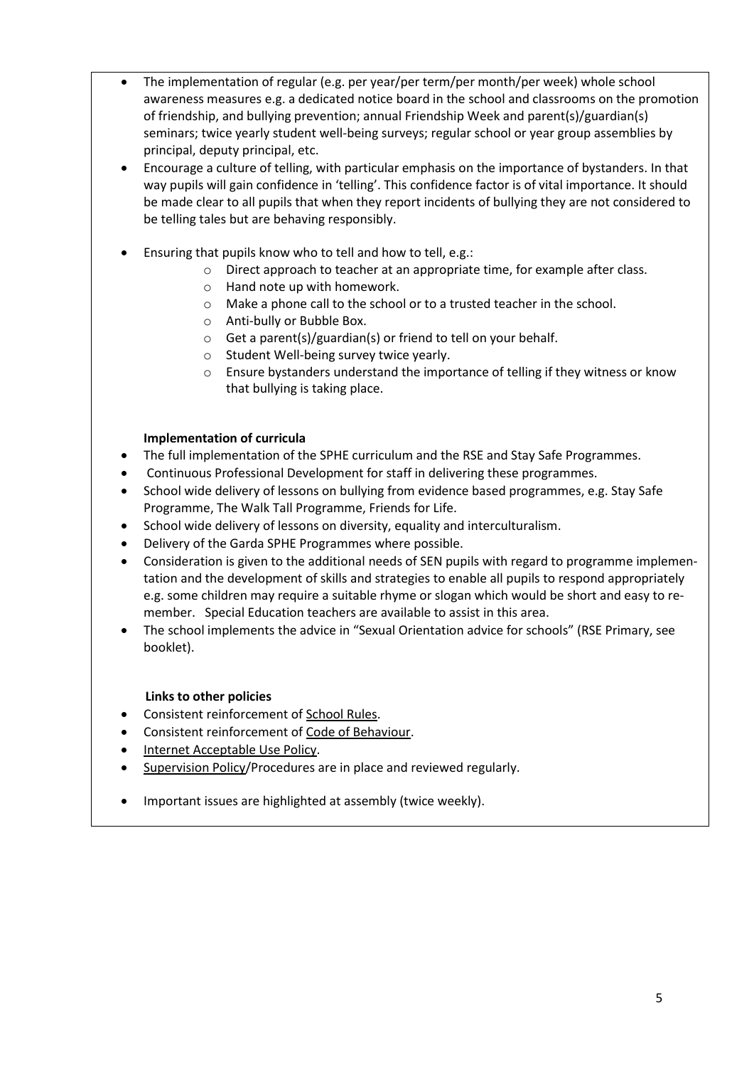- The implementation of regular (e.g. per year/per term/per month/per week) whole school awareness measures e.g. a dedicated notice board in the school and classrooms on the promotion of friendship, and bullying prevention; annual Friendship Week and parent(s)/guardian(s) seminars; twice yearly student well-being surveys; regular school or year group assemblies by principal, deputy principal, etc.
- Encourage a culture of telling, with particular emphasis on the importance of bystanders. In that way pupils will gain confidence in 'telling'. This confidence factor is of vital importance. It should be made clear to all pupils that when they report incidents of bullying they are not considered to be telling tales but are behaving responsibly.
- Ensuring that pupils know who to tell and how to tell, e.g.:
  - Direct approach to teacher at an appropriate time, for example after class.
  - Hand note up with homework.
  - Make a phone call to the school or to a trusted teacher in the school.
  - Anti-bully or Bubble Box.
  - Get a parent(s)/guardian(s) or friend to tell on your behalf.
  - Student Well-being survey twice yearly.
  - Ensure bystanders understand the importance of telling if they witness or know that bullying is taking place.

**Implementation of curricula**

- The full implementation of the SPHE curriculum and the RSE and Stay Safe Programmes.
- Continuous Professional Development for staff in delivering these programmes.
- School wide delivery of lessons on bullying from evidence based programmes, e.g. Stay Safe Programme, The Walk Tall Programme, Friends for Life.
- School wide delivery of lessons on diversity, equality and interculturalism.
- Delivery of the Garda SPHE Programmes where possible.
- Consideration is given to the additional needs of SEN pupils with regard to programme implementation and the development of skills and strategies to enable all pupils to respond appropriately e.g. some children may require a suitable rhyme or slogan which would be short and easy to remember. Special Education teachers are available to assist in this area.
- The school implements the advice in "Sexual Orientation advice for schools" (RSE Primary, see booklet).

**Links to other policies**

- Consistent reinforcement of School Rules.
- Consistent reinforcement of Code of Behaviour.
- Internet Acceptable Use Policy.
- Supervision Policy/Procedures are in place and reviewed regularly.
- Important issues are highlighted at assembly (twice weekly).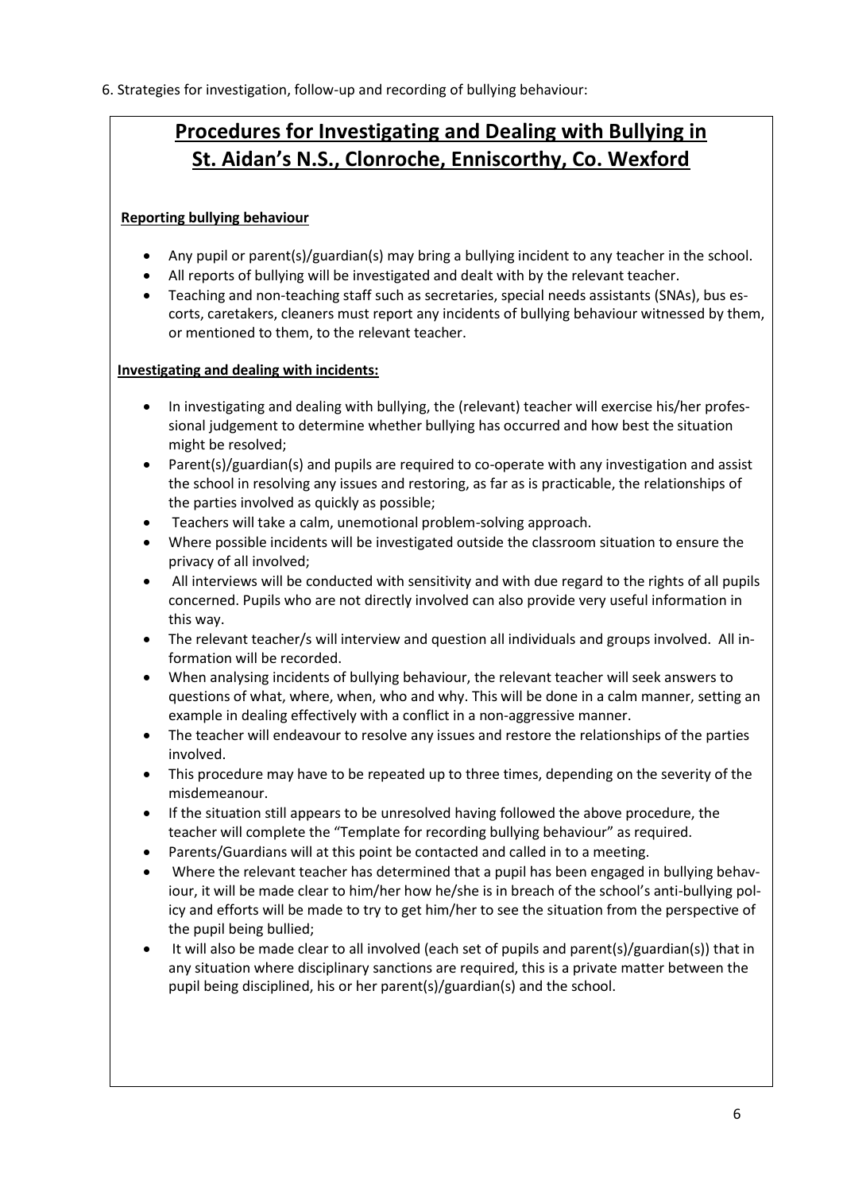6. Strategies for investigation, follow-up and recording of bullying behaviour:

## Procedures for Investigating and Dealing with Bullying in St. Aidan's N.S., Clonroche, Enniscorthy, Co. Wexford

**Reporting bullying behaviour**

- Any pupil or parent(s)/guardian(s) may bring a bullying incident to any teacher in the school.
- All reports of bullying will be investigated and dealt with by the relevant teacher.
- Teaching and non-teaching staff such as secretaries, special needs assistants (SNAs), bus escorts, caretakers, cleaners must report any incidents of bullying behaviour witnessed by them, or mentioned to them, to the relevant teacher.

**Investigating and dealing with incidents:**

- In investigating and dealing with bullying, the (relevant) teacher will exercise his/her professional judgement to determine whether bullying has occurred and how best the situation might be resolved;
- Parent(s)/guardian(s) and pupils are required to co-operate with any investigation and assist the school in resolving any issues and restoring, as far as is practicable, the relationships of the parties involved as quickly as possible;
- Teachers will take a calm, unemotional problem-solving approach.
- Where possible incidents will be investigated outside the classroom situation to ensure the privacy of all involved;
- All interviews will be conducted with sensitivity and with due regard to the rights of all pupils concerned. Pupils who are not directly involved can also provide very useful information in this way.
- The relevant teacher/s will interview and question all individuals and groups involved. All information will be recorded.
- When analysing incidents of bullying behaviour, the relevant teacher will seek answers to questions of what, where, when, who and why. This will be done in a calm manner, setting an example in dealing effectively with a conflict in a non-aggressive manner.
- The teacher will endeavour to resolve any issues and restore the relationships of the parties involved.
- This procedure may have to be repeated up to three times, depending on the severity of the misdemeanour.
- If the situation still appears to be unresolved having followed the above procedure, the teacher will complete the "Template for recording bullying behaviour" as required.
- Parents/Guardians will at this point be contacted and called in to a meeting.
- Where the relevant teacher has determined that a pupil has been engaged in bullying behaviour, it will be made clear to him/her how he/she is in breach of the school's anti-bullying policy and efforts will be made to try to get him/her to see the situation from the perspective of the pupil being bullied;
- It will also be made clear to all involved (each set of pupils and parent(s)/guardian(s)) that in any situation where disciplinary sanctions are required, this is a private matter between the pupil being disciplined, his or her parent(s)/guardian(s) and the school.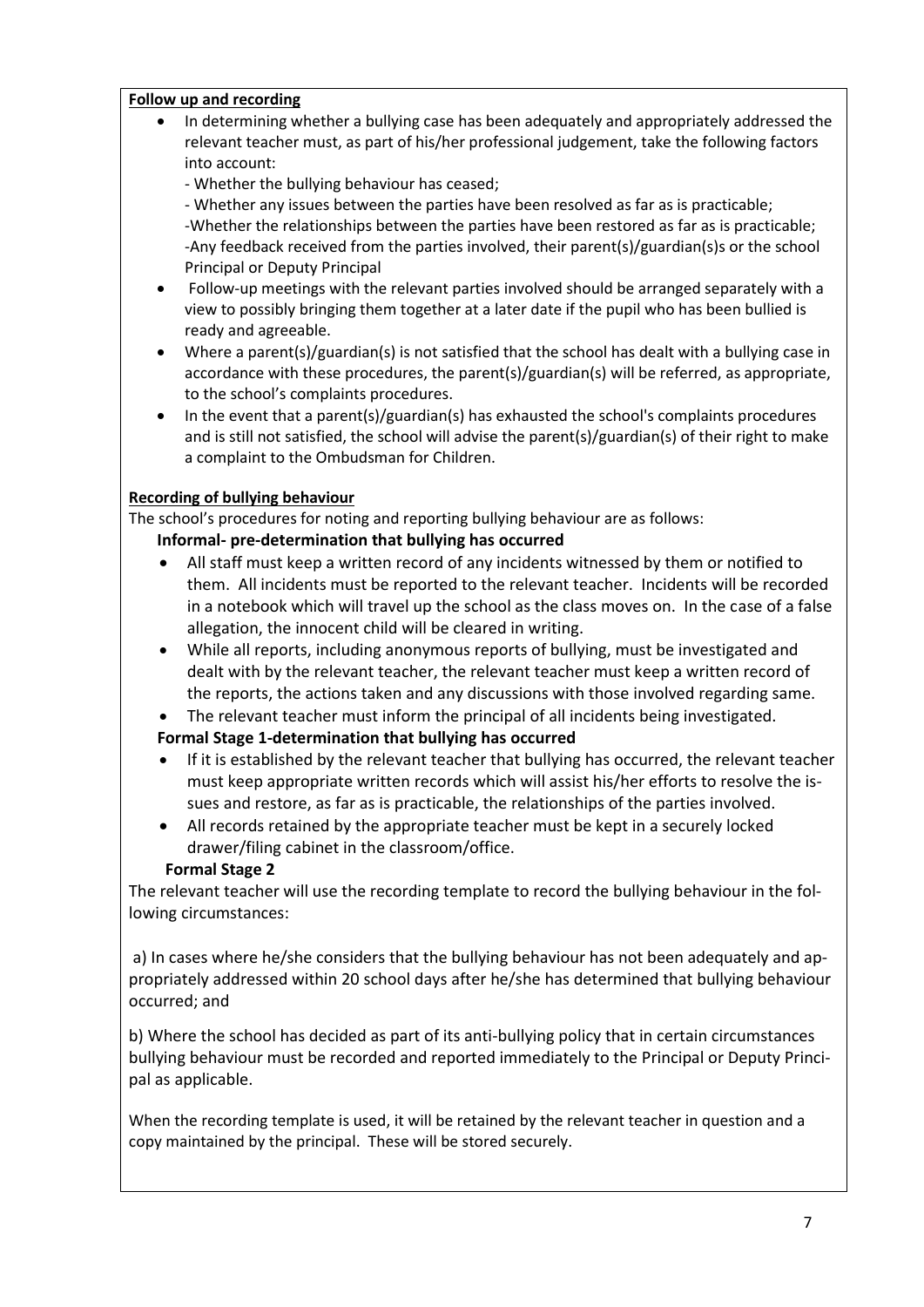**Follow up and recording**

- In determining whether a bullying case has been adequately and appropriately addressed the relevant teacher must, as part of his/her professional judgement, take the following factors into account:
  - Whether the bullying behaviour has ceased;
  - Whether any issues between the parties have been resolved as far as is practicable;
  - Whether the relationships between the parties have been restored as far as is practicable;
  - Any feedback received from the parties involved, their parent(s)/guardian(s)s or the school Principal or Deputy Principal
- Follow-up meetings with the relevant parties involved should be arranged separately with a view to possibly bringing them together at a later date if the pupil who has been bullied is ready and agreeable.
- Where a parent(s)/guardian(s) is not satisfied that the school has dealt with a bullying case in accordance with these procedures, the parent(s)/guardian(s) will be referred, as appropriate, to the school's complaints procedures.
- In the event that a parent(s)/guardian(s) has exhausted the school's complaints procedures and is still not satisfied, the school will advise the parent(s)/guardian(s) of their right to make a complaint to the Ombudsman for Children.

**Recording of bullying behaviour**

The school's procedures for noting and reporting bullying behaviour are as follows:

**Informal- pre-determination that bullying has occurred**

- All staff must keep a written record of any incidents witnessed by them or notified to them. All incidents must be reported to the relevant teacher. Incidents will be recorded in a notebook which will travel up the school as the class moves on. In the case of a false allegation, the innocent child will be cleared in writing.
- While all reports, including anonymous reports of bullying, must be investigated and dealt with by the relevant teacher, the relevant teacher must keep a written record of the reports, the actions taken and any discussions with those involved regarding same.
- The relevant teacher must inform the principal of all incidents being investigated.

**Formal Stage 1-determination that bullying has occurred**

- If it is established by the relevant teacher that bullying has occurred, the relevant teacher must keep appropriate written records which will assist his/her efforts to resolve the issues and restore, as far as is practicable, the relationships of the parties involved.
- All records retained by the appropriate teacher must be kept in a securely locked drawer/filing cabinet in the classroom/office.

**Formal Stage 2**

The relevant teacher will use the recording template to record the bullying behaviour in the following circumstances:

a) In cases where he/she considers that the bullying behaviour has not been adequately and appropriately addressed within 20 school days after he/she has determined that bullying behaviour occurred; and

b) Where the school has decided as part of its anti-bullying policy that in certain circumstances bullying behaviour must be recorded and reported immediately to the Principal or Deputy Principal as applicable.

When the recording template is used, it will be retained by the relevant teacher in question and a copy maintained by the principal. These will be stored securely.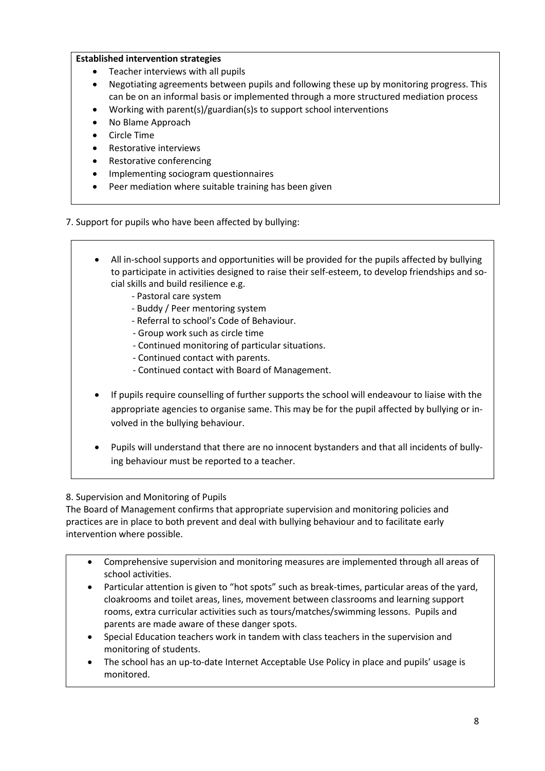**Established intervention strategies**

- Teacher interviews with all pupils
- Negotiating agreements between pupils and following these up by monitoring progress. This can be on an informal basis or implemented through a more structured mediation process
- Working with parent(s)/guardian(s)s to support school interventions
- No Blame Approach
- Circle Time
- Restorative interviews
- Restorative conferencing
- Implementing sociogram questionnaires
- Peer mediation where suitable training has been given

7. Support for pupils who have been affected by bullying:

- All in-school supports and opportunities will be provided for the pupils affected by bullying to participate in activities designed to raise their self-esteem, to develop friendships and social skills and build resilience e.g.
  - Pastoral care system
  - Buddy / Peer mentoring system
  - Referral to school's Code of Behaviour.
  - Group work such as circle time
  - Continued monitoring of particular situations.
  - Continued contact with parents.
  - Continued contact with Board of Management.
- If pupils require counselling of further supports the school will endeavour to liaise with the appropriate agencies to organise same. This may be for the pupil affected by bullying or involved in the bullying behaviour.
- Pupils will understand that there are no innocent bystanders and that all incidents of bullying behaviour must be reported to a teacher.

8. Supervision and Monitoring of Pupils

The Board of Management confirms that appropriate supervision and monitoring policies and practices are in place to both prevent and deal with bullying behaviour and to facilitate early intervention where possible.

- Comprehensive supervision and monitoring measures are implemented through all areas of school activities.
- Particular attention is given to "hot spots" such as break-times, particular areas of the yard, cloakrooms and toilet areas, lines, movement between classrooms and learning support rooms, extra curricular activities such as tours/matches/swimming lessons. Pupils and parents are made aware of these danger spots.
- Special Education teachers work in tandem with class teachers in the supervision and monitoring of students.
- The school has an up-to-date Internet Acceptable Use Policy in place and pupils' usage is monitored.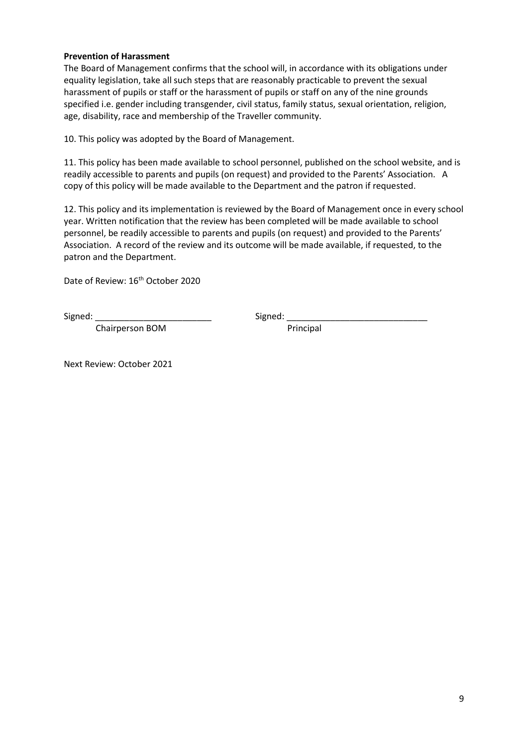**Prevention of Harassment**

The Board of Management confirms that the school will, in accordance with its obligations under equality legislation, take all such steps that are reasonably practicable to prevent the sexual harassment of pupils or staff or the harassment of pupils or staff on any of the nine grounds specified i.e. gender including transgender, civil status, family status, sexual orientation, religion, age, disability, race and membership of the Traveller community.

10. This policy was adopted by the Board of Management.

11. This policy has been made available to school personnel, published on the school website, and is readily accessible to parents and pupils (on request) and provided to the Parents' Association. A copy of this policy will be made available to the Department and the patron if requested.

12. This policy and its implementation is reviewed by the Board of Management once in every school year. Written notification that the review has been completed will be made available to school personnel, be readily accessible to parents and pupils (on request) and provided to the Parents' Association. A record of the review and its outcome will be made available, if requested, to the patron and the Department.

Date of Review: 16th October 2020

Signed: ________________________ Signed: ____________________________

Chairperson BOM Principal

Next Review: October 2021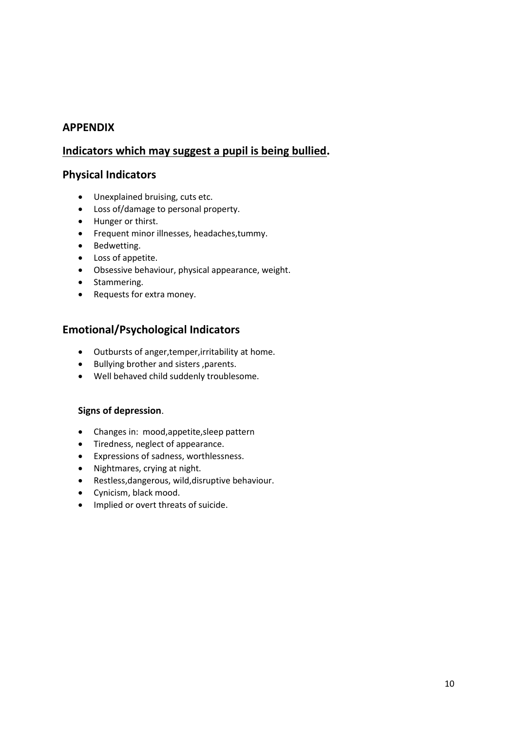## APPENDIX

## Indicators which may suggest a pupil is being bullied.

### Physical Indicators

- Unexplained bruising, cuts etc.
- Loss of/damage to personal property.
- Hunger or thirst.
- Frequent minor illnesses, headaches,tummy.
- Bedwetting.
- Loss of appetite.
- Obsessive behaviour, physical appearance, weight.
- Stammering.
- Requests for extra money.

### Emotional/Psychological Indicators

- Outbursts of anger,temper,irritability at home.
- Bullying brother and sisters ,parents.
- Well behaved child suddenly troublesome.

**Signs of depression**.

- Changes in: mood,appetite,sleep pattern
- Tiredness, neglect of appearance.
- Expressions of sadness, worthlessness.
- Nightmares, crying at night.
- Restless,dangerous, wild,disruptive behaviour.
- Cynicism, black mood.
- Implied or overt threats of suicide.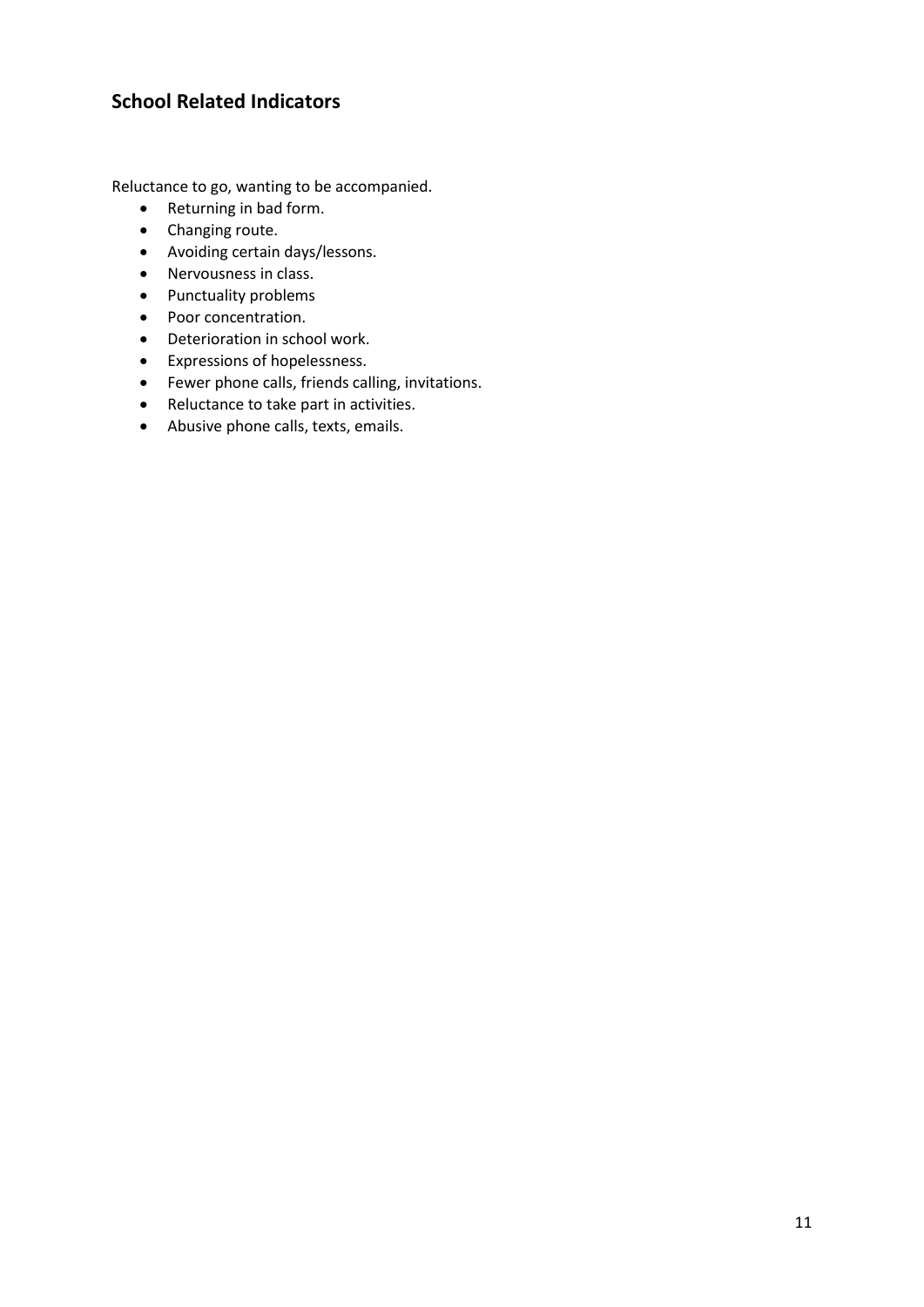## School Related Indicators

Reluctance to go, wanting to be accompanied.

- Returning in bad form.
- Changing route.
- Avoiding certain days/lessons.
- Nervousness in class.
- Punctuality problems
- Poor concentration.
- Deterioration in school work.
- Expressions of hopelessness.
- Fewer phone calls, friends calling, invitations.
- Reluctance to take part in activities.
- Abusive phone calls, texts, emails.